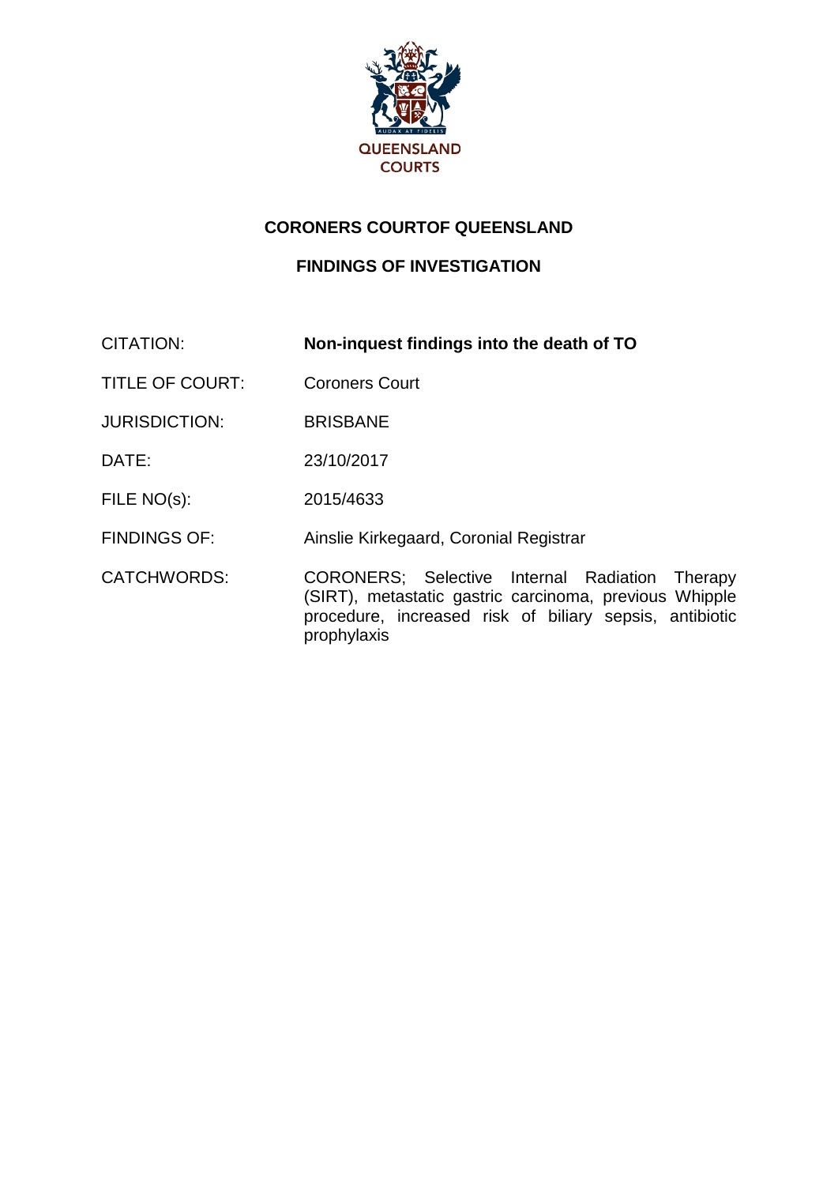QUEENSLAND COURTS

# CORONERS COURTOF QUEENSLAND

## FINDINGS OF INVESTIGATION

| | |
|---|---|
| CITATION: | **Non-inquest findings into the death of TO** |
| TITLE OF COURT: | Coroners Court |
| JURISDICTION: | BRISBANE |
| DATE: | 23/10/2017 |
| FILE NO(s): | 2015/4633 |
| FINDINGS OF: | Ainslie Kirkegaard, Coronial Registrar |
| CATCHWORDS: | CORONERS; Selective Internal Radiation Therapy (SIRT), metastatic gastric carcinoma, previous Whipple procedure, increased risk of biliary sepsis, antibiotic prophylaxis |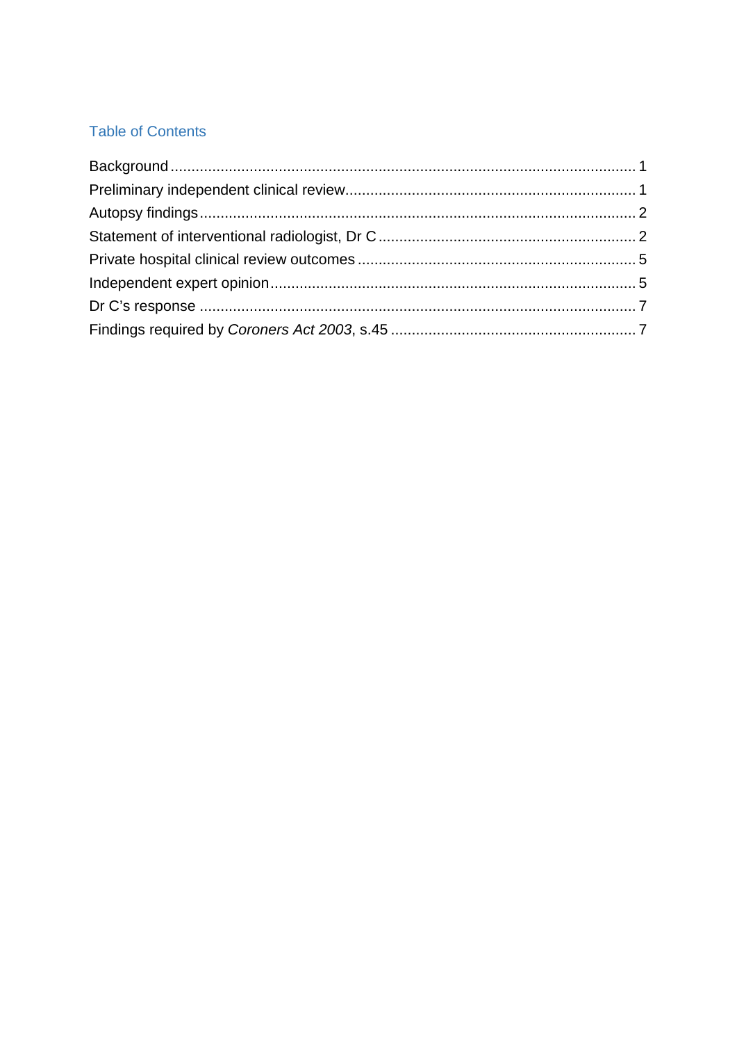## Table of Contents

Background ..... 1
Preliminary independent clinical review ..... 1
Autopsy findings ..... 2
Statement of interventional radiologist, Dr C ..... 2
Private hospital clinical review outcomes ..... 5
Independent expert opinion ..... 5
Dr C's response ..... 7
Findings required by *Coroners Act 2003*, s.45 ..... 7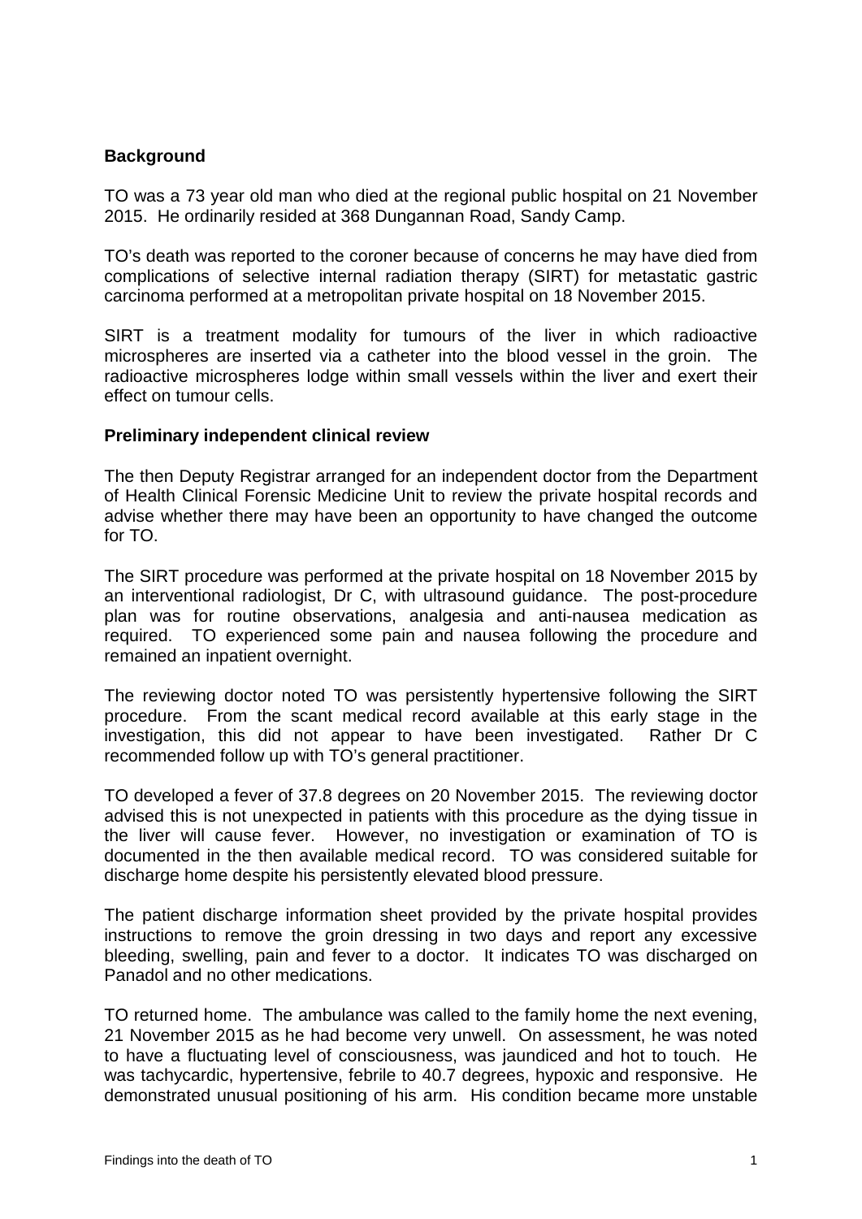**Background**

TO was a 73 year old man who died at the regional public hospital on 21 November 2015. He ordinarily resided at 368 Dungannan Road, Sandy Camp.

TO's death was reported to the coroner because of concerns he may have died from complications of selective internal radiation therapy (SIRT) for metastatic gastric carcinoma performed at a metropolitan private hospital on 18 November 2015.

SIRT is a treatment modality for tumours of the liver in which radioactive microspheres are inserted via a catheter into the blood vessel in the groin. The radioactive microspheres lodge within small vessels within the liver and exert their effect on tumour cells.

**Preliminary independent clinical review**

The then Deputy Registrar arranged for an independent doctor from the Department of Health Clinical Forensic Medicine Unit to review the private hospital records and advise whether there may have been an opportunity to have changed the outcome for TO.

The SIRT procedure was performed at the private hospital on 18 November 2015 by an interventional radiologist, Dr C, with ultrasound guidance. The post-procedure plan was for routine observations, analgesia and anti-nausea medication as required. TO experienced some pain and nausea following the procedure and remained an inpatient overnight.

The reviewing doctor noted TO was persistently hypertensive following the SIRT procedure. From the scant medical record available at this early stage in the investigation, this did not appear to have been investigated. Rather Dr C recommended follow up with TO's general practitioner.

TO developed a fever of 37.8 degrees on 20 November 2015. The reviewing doctor advised this is not unexpected in patients with this procedure as the dying tissue in the liver will cause fever. However, no investigation or examination of TO is documented in the then available medical record. TO was considered suitable for discharge home despite his persistently elevated blood pressure.

The patient discharge information sheet provided by the private hospital provides instructions to remove the groin dressing in two days and report any excessive bleeding, swelling, pain and fever to a doctor. It indicates TO was discharged on Panadol and no other medications.

TO returned home. The ambulance was called to the family home the next evening, 21 November 2015 as he had become very unwell. On assessment, he was noted to have a fluctuating level of consciousness, was jaundiced and hot to touch. He was tachycardic, hypertensive, febrile to 40.7 degrees, hypoxic and responsive. He demonstrated unusual positioning of his arm. His condition became more unstable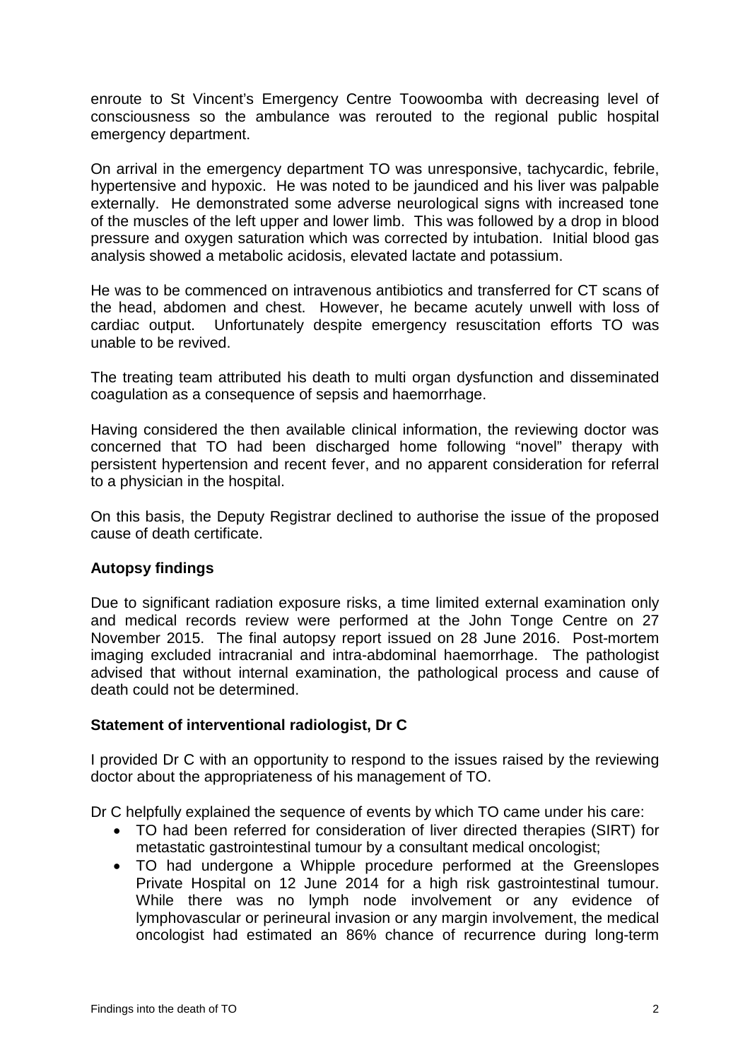enroute to St Vincent's Emergency Centre Toowoomba with decreasing level of consciousness so the ambulance was rerouted to the regional public hospital emergency department.

On arrival in the emergency department TO was unresponsive, tachycardic, febrile, hypertensive and hypoxic. He was noted to be jaundiced and his liver was palpable externally. He demonstrated some adverse neurological signs with increased tone of the muscles of the left upper and lower limb. This was followed by a drop in blood pressure and oxygen saturation which was corrected by intubation. Initial blood gas analysis showed a metabolic acidosis, elevated lactate and potassium.

He was to be commenced on intravenous antibiotics and transferred for CT scans of the head, abdomen and chest. However, he became acutely unwell with loss of cardiac output. Unfortunately despite emergency resuscitation efforts TO was unable to be revived.

The treating team attributed his death to multi organ dysfunction and disseminated coagulation as a consequence of sepsis and haemorrhage.

Having considered the then available clinical information, the reviewing doctor was concerned that TO had been discharged home following "novel" therapy with persistent hypertension and recent fever, and no apparent consideration for referral to a physician in the hospital.

On this basis, the Deputy Registrar declined to authorise the issue of the proposed cause of death certificate.

## Autopsy findings

Due to significant radiation exposure risks, a time limited external examination only and medical records review were performed at the John Tonge Centre on 27 November 2015. The final autopsy report issued on 28 June 2016. Post-mortem imaging excluded intracranial and intra-abdominal haemorrhage. The pathologist advised that without internal examination, the pathological process and cause of death could not be determined.

## Statement of interventional radiologist, Dr C

I provided Dr C with an opportunity to respond to the issues raised by the reviewing doctor about the appropriateness of his management of TO.

Dr C helpfully explained the sequence of events by which TO came under his care:

- TO had been referred for consideration of liver directed therapies (SIRT) for metastatic gastrointestinal tumour by a consultant medical oncologist;
- TO had undergone a Whipple procedure performed at the Greenslopes Private Hospital on 12 June 2014 for a high risk gastrointestinal tumour. While there was no lymph node involvement or any evidence of lymphovascular or perineural invasion or any margin involvement, the medical oncologist had estimated an 86% chance of recurrence during long-term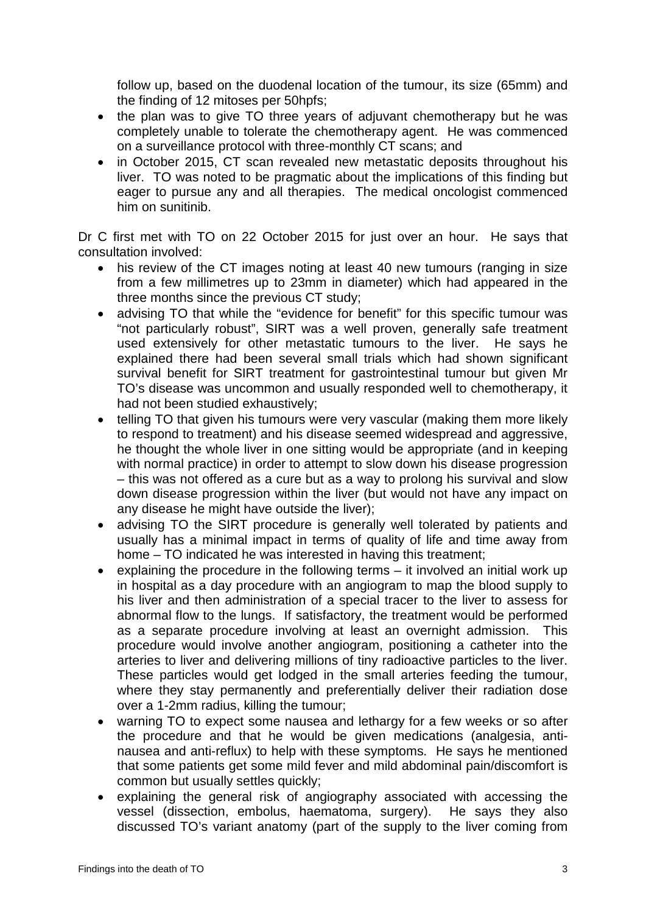follow up, based on the duodenal location of the tumour, its size (65mm) and the finding of 12 mitoses per 50hpfs;

- the plan was to give TO three years of adjuvant chemotherapy but he was completely unable to tolerate the chemotherapy agent. He was commenced on a surveillance protocol with three-monthly CT scans; and
- in October 2015, CT scan revealed new metastatic deposits throughout his liver. TO was noted to be pragmatic about the implications of this finding but eager to pursue any and all therapies. The medical oncologist commenced him on sunitinib.

Dr C first met with TO on 22 October 2015 for just over an hour. He says that consultation involved:

- his review of the CT images noting at least 40 new tumours (ranging in size from a few millimetres up to 23mm in diameter) which had appeared in the three months since the previous CT study;
- advising TO that while the "evidence for benefit" for this specific tumour was "not particularly robust", SIRT was a well proven, generally safe treatment used extensively for other metastatic tumours to the liver. He says he explained there had been several small trials which had shown significant survival benefit for SIRT treatment for gastrointestinal tumour but given Mr TO's disease was uncommon and usually responded well to chemotherapy, it had not been studied exhaustively;
- telling TO that given his tumours were very vascular (making them more likely to respond to treatment) and his disease seemed widespread and aggressive, he thought the whole liver in one sitting would be appropriate (and in keeping with normal practice) in order to attempt to slow down his disease progression – this was not offered as a cure but as a way to prolong his survival and slow down disease progression within the liver (but would not have any impact on any disease he might have outside the liver);
- advising TO the SIRT procedure is generally well tolerated by patients and usually has a minimal impact in terms of quality of life and time away from home – TO indicated he was interested in having this treatment;
- explaining the procedure in the following terms – it involved an initial work up in hospital as a day procedure with an angiogram to map the blood supply to his liver and then administration of a special tracer to the liver to assess for abnormal flow to the lungs. If satisfactory, the treatment would be performed as a separate procedure involving at least an overnight admission. This procedure would involve another angiogram, positioning a catheter into the arteries to liver and delivering millions of tiny radioactive particles to the liver. These particles would get lodged in the small arteries feeding the tumour, where they stay permanently and preferentially deliver their radiation dose over a 1-2mm radius, killing the tumour;
- warning TO to expect some nausea and lethargy for a few weeks or so after the procedure and that he would be given medications (analgesia, anti-nausea and anti-reflux) to help with these symptoms. He says he mentioned that some patients get some mild fever and mild abdominal pain/discomfort is common but usually settles quickly;
- explaining the general risk of angiography associated with accessing the vessel (dissection, embolus, haematoma, surgery). He says they also discussed TO's variant anatomy (part of the supply to the liver coming from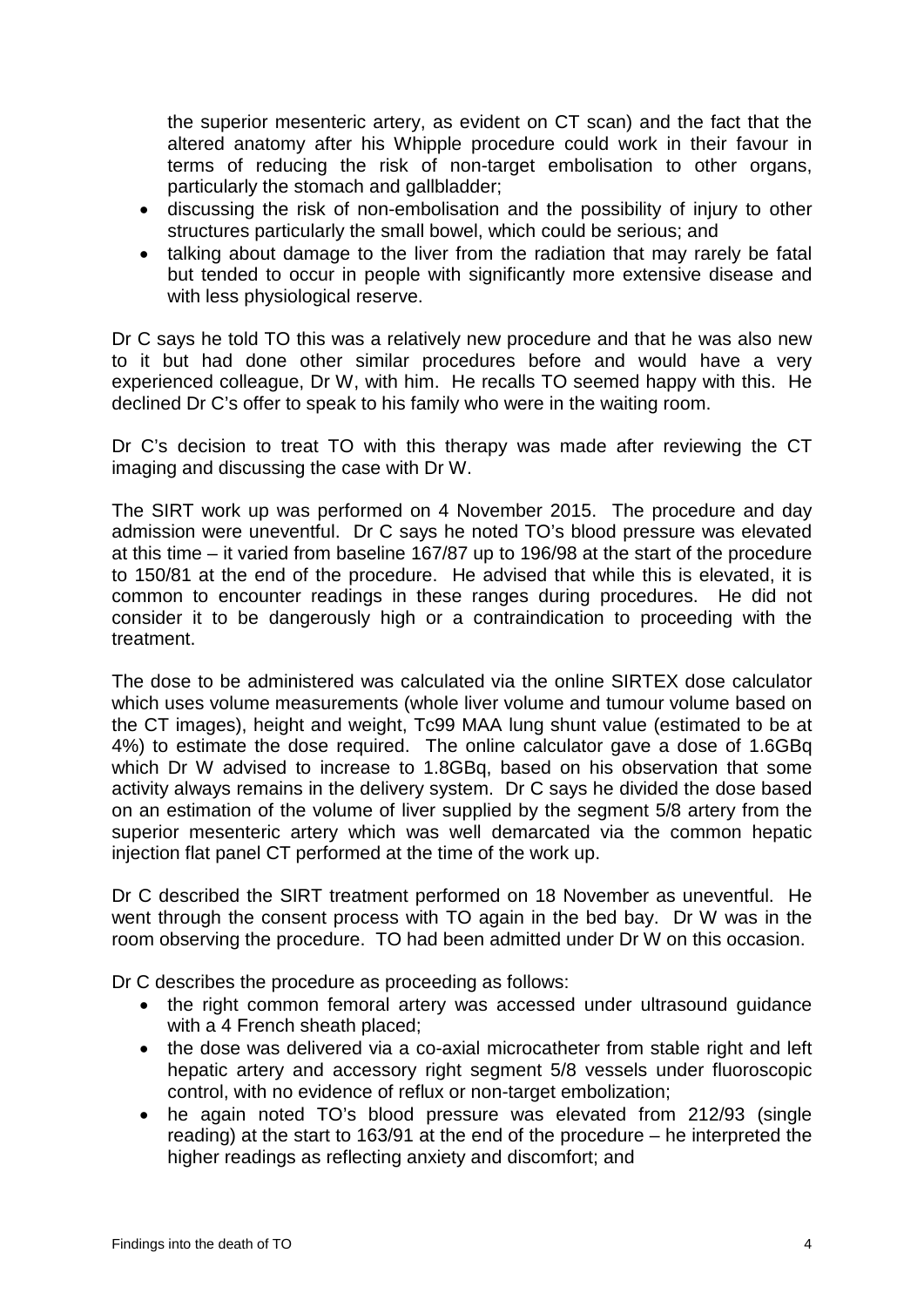the superior mesenteric artery, as evident on CT scan) and the fact that the altered anatomy after his Whipple procedure could work in their favour in terms of reducing the risk of non-target embolisation to other organs, particularly the stomach and gallbladder;

- discussing the risk of non-embolisation and the possibility of injury to other structures particularly the small bowel, which could be serious; and
- talking about damage to the liver from the radiation that may rarely be fatal but tended to occur in people with significantly more extensive disease and with less physiological reserve.

Dr C says he told TO this was a relatively new procedure and that he was also new to it but had done other similar procedures before and would have a very experienced colleague, Dr W, with him. He recalls TO seemed happy with this. He declined Dr C's offer to speak to his family who were in the waiting room.

Dr C's decision to treat TO with this therapy was made after reviewing the CT imaging and discussing the case with Dr W.

The SIRT work up was performed on 4 November 2015. The procedure and day admission were uneventful. Dr C says he noted TO's blood pressure was elevated at this time – it varied from baseline 167/87 up to 196/98 at the start of the procedure to 150/81 at the end of the procedure. He advised that while this is elevated, it is common to encounter readings in these ranges during procedures. He did not consider it to be dangerously high or a contraindication to proceeding with the treatment.

The dose to be administered was calculated via the online SIRTEX dose calculator which uses volume measurements (whole liver volume and tumour volume based on the CT images), height and weight, Tc99 MAA lung shunt value (estimated to be at 4%) to estimate the dose required. The online calculator gave a dose of 1.6GBq which Dr W advised to increase to 1.8GBq, based on his observation that some activity always remains in the delivery system. Dr C says he divided the dose based on an estimation of the volume of liver supplied by the segment 5/8 artery from the superior mesenteric artery which was well demarcated via the common hepatic injection flat panel CT performed at the time of the work up.

Dr C described the SIRT treatment performed on 18 November as uneventful. He went through the consent process with TO again in the bed bay. Dr W was in the room observing the procedure. TO had been admitted under Dr W on this occasion.

Dr C describes the procedure as proceeding as follows:

- the right common femoral artery was accessed under ultrasound guidance with a 4 French sheath placed;
- the dose was delivered via a co-axial microcatheter from stable right and left hepatic artery and accessory right segment 5/8 vessels under fluoroscopic control, with no evidence of reflux or non-target embolization;
- he again noted TO's blood pressure was elevated from 212/93 (single reading) at the start to 163/91 at the end of the procedure – he interpreted the higher readings as reflecting anxiety and discomfort; and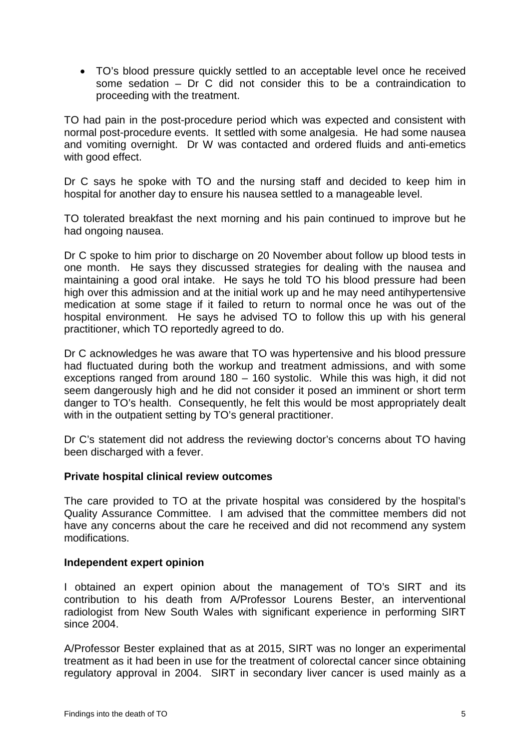- TO's blood pressure quickly settled to an acceptable level once he received some sedation – Dr C did not consider this to be a contraindication to proceeding with the treatment.

TO had pain in the post-procedure period which was expected and consistent with normal post-procedure events. It settled with some analgesia. He had some nausea and vomiting overnight. Dr W was contacted and ordered fluids and anti-emetics with good effect.

Dr C says he spoke with TO and the nursing staff and decided to keep him in hospital for another day to ensure his nausea settled to a manageable level.

TO tolerated breakfast the next morning and his pain continued to improve but he had ongoing nausea.

Dr C spoke to him prior to discharge on 20 November about follow up blood tests in one month. He says they discussed strategies for dealing with the nausea and maintaining a good oral intake. He says he told TO his blood pressure had been high over this admission and at the initial work up and he may need antihypertensive medication at some stage if it failed to return to normal once he was out of the hospital environment. He says he advised TO to follow this up with his general practitioner, which TO reportedly agreed to do.

Dr C acknowledges he was aware that TO was hypertensive and his blood pressure had fluctuated during both the workup and treatment admissions, and with some exceptions ranged from around 180 – 160 systolic. While this was high, it did not seem dangerously high and he did not consider it posed an imminent or short term danger to TO's health. Consequently, he felt this would be most appropriately dealt with in the outpatient setting by TO's general practitioner.

Dr C's statement did not address the reviewing doctor's concerns about TO having been discharged with a fever.

**Private hospital clinical review outcomes**

The care provided to TO at the private hospital was considered by the hospital's Quality Assurance Committee. I am advised that the committee members did not have any concerns about the care he received and did not recommend any system modifications.

**Independent expert opinion**

I obtained an expert opinion about the management of TO's SIRT and its contribution to his death from A/Professor Lourens Bester, an interventional radiologist from New South Wales with significant experience in performing SIRT since 2004.

A/Professor Bester explained that as at 2015, SIRT was no longer an experimental treatment as it had been in use for the treatment of colorectal cancer since obtaining regulatory approval in 2004. SIRT in secondary liver cancer is used mainly as a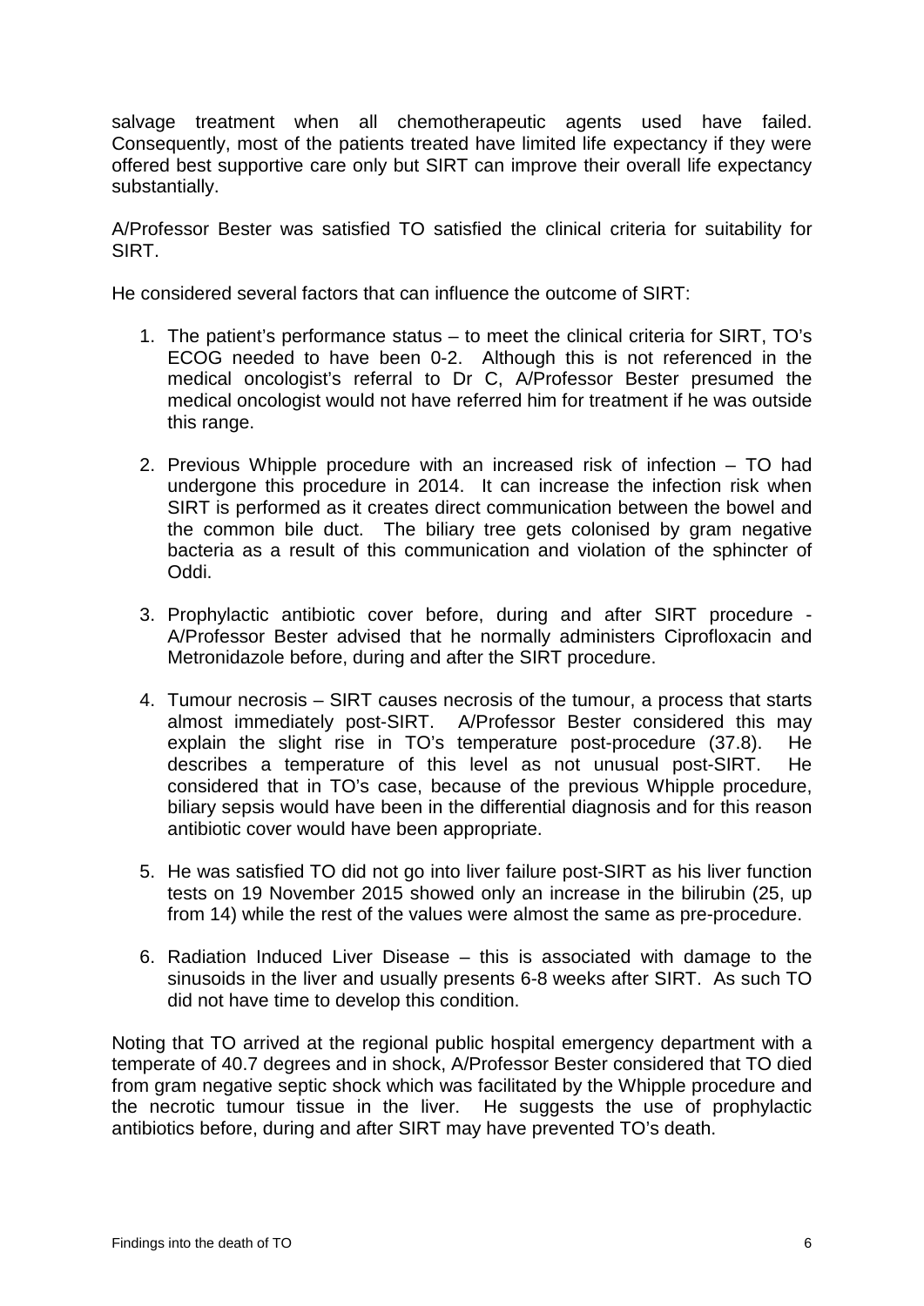salvage treatment when all chemotherapeutic agents used have failed. Consequently, most of the patients treated have limited life expectancy if they were offered best supportive care only but SIRT can improve their overall life expectancy substantially.

A/Professor Bester was satisfied TO satisfied the clinical criteria for suitability for SIRT.

He considered several factors that can influence the outcome of SIRT:

1. The patient's performance status – to meet the clinical criteria for SIRT, TO's ECOG needed to have been 0-2. Although this is not referenced in the medical oncologist's referral to Dr C, A/Professor Bester presumed the medical oncologist would not have referred him for treatment if he was outside this range.

2. Previous Whipple procedure with an increased risk of infection – TO had undergone this procedure in 2014. It can increase the infection risk when SIRT is performed as it creates direct communication between the bowel and the common bile duct. The biliary tree gets colonised by gram negative bacteria as a result of this communication and violation of the sphincter of Oddi.

3. Prophylactic antibiotic cover before, during and after SIRT procedure - A/Professor Bester advised that he normally administers Ciprofloxacin and Metronidazole before, during and after the SIRT procedure.

4. Tumour necrosis – SIRT causes necrosis of the tumour, a process that starts almost immediately post-SIRT. A/Professor Bester considered this may explain the slight rise in TO's temperature post-procedure (37.8). He describes a temperature of this level as not unusual post-SIRT. He considered that in TO's case, because of the previous Whipple procedure, biliary sepsis would have been in the differential diagnosis and for this reason antibiotic cover would have been appropriate.

5. He was satisfied TO did not go into liver failure post-SIRT as his liver function tests on 19 November 2015 showed only an increase in the bilirubin (25, up from 14) while the rest of the values were almost the same as pre-procedure.

6. Radiation Induced Liver Disease – this is associated with damage to the sinusoids in the liver and usually presents 6-8 weeks after SIRT. As such TO did not have time to develop this condition.

Noting that TO arrived at the regional public hospital emergency department with a temperate of 40.7 degrees and in shock, A/Professor Bester considered that TO died from gram negative septic shock which was facilitated by the Whipple procedure and the necrotic tumour tissue in the liver. He suggests the use of prophylactic antibiotics before, during and after SIRT may have prevented TO's death.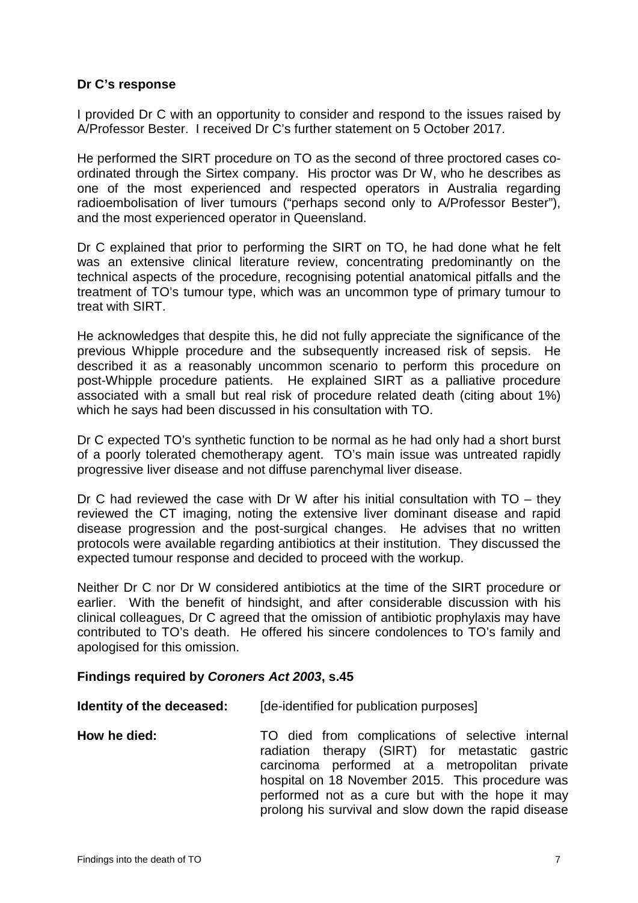**Dr C's response**

I provided Dr C with an opportunity to consider and respond to the issues raised by A/Professor Bester. I received Dr C's further statement on 5 October 2017.

He performed the SIRT procedure on TO as the second of three proctored cases co-ordinated through the Sirtex company. His proctor was Dr W, who he describes as one of the most experienced and respected operators in Australia regarding radioembolisation of liver tumours ("perhaps second only to A/Professor Bester"), and the most experienced operator in Queensland.

Dr C explained that prior to performing the SIRT on TO, he had done what he felt was an extensive clinical literature review, concentrating predominantly on the technical aspects of the procedure, recognising potential anatomical pitfalls and the treatment of TO's tumour type, which was an uncommon type of primary tumour to treat with SIRT.

He acknowledges that despite this, he did not fully appreciate the significance of the previous Whipple procedure and the subsequently increased risk of sepsis. He described it as a reasonably uncommon scenario to perform this procedure on post-Whipple procedure patients. He explained SIRT as a palliative procedure associated with a small but real risk of procedure related death (citing about 1%) which he says had been discussed in his consultation with TO.

Dr C expected TO's synthetic function to be normal as he had only had a short burst of a poorly tolerated chemotherapy agent. TO's main issue was untreated rapidly progressive liver disease and not diffuse parenchymal liver disease.

Dr C had reviewed the case with Dr W after his initial consultation with TO – they reviewed the CT imaging, noting the extensive liver dominant disease and rapid disease progression and the post-surgical changes. He advises that no written protocols were available regarding antibiotics at their institution. They discussed the expected tumour response and decided to proceed with the workup.

Neither Dr C nor Dr W considered antibiotics at the time of the SIRT procedure or earlier. With the benefit of hindsight, and after considerable discussion with his clinical colleagues, Dr C agreed that the omission of antibiotic prophylaxis may have contributed to TO's death. He offered his sincere condolences to TO's family and apologised for this omission.

**Findings required by *Coroners Act 2003*, s.45**

**Identity of the deceased:** [de-identified for publication purposes]

**How he died:** TO died from complications of selective internal radiation therapy (SIRT) for metastatic gastric carcinoma performed at a metropolitan private hospital on 18 November 2015. This procedure was performed not as a cure but with the hope it may prolong his survival and slow down the rapid disease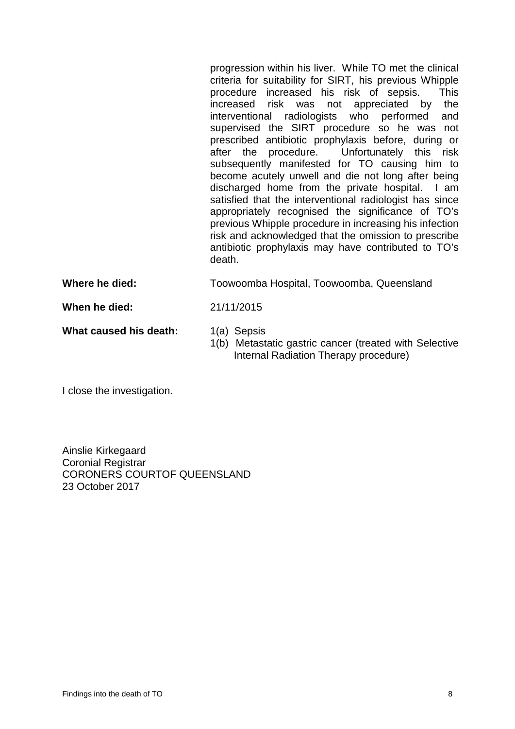progression within his liver. While TO met the clinical criteria for suitability for SIRT, his previous Whipple procedure increased his risk of sepsis. This increased risk was not appreciated by the interventional radiologists who performed and supervised the SIRT procedure so he was not prescribed antibiotic prophylaxis before, during or after the procedure. Unfortunately this risk subsequently manifested for TO causing him to become acutely unwell and die not long after being discharged home from the private hospital. I am satisfied that the interventional radiologist has since appropriately recognised the significance of TO's previous Whipple procedure in increasing his infection risk and acknowledged that the omission to prescribe antibiotic prophylaxis may have contributed to TO's death.

**Where he died:** Toowoomba Hospital, Toowoomba, Queensland

**When he died:** 21/11/2015

**What caused his death:** 1(a) Sepsis
1(b) Metastatic gastric cancer (treated with Selective Internal Radiation Therapy procedure)

I close the investigation.

Ainslie Kirkegaard
Coronial Registrar
CORONERS COURTOF QUEENSLAND
23 October 2017